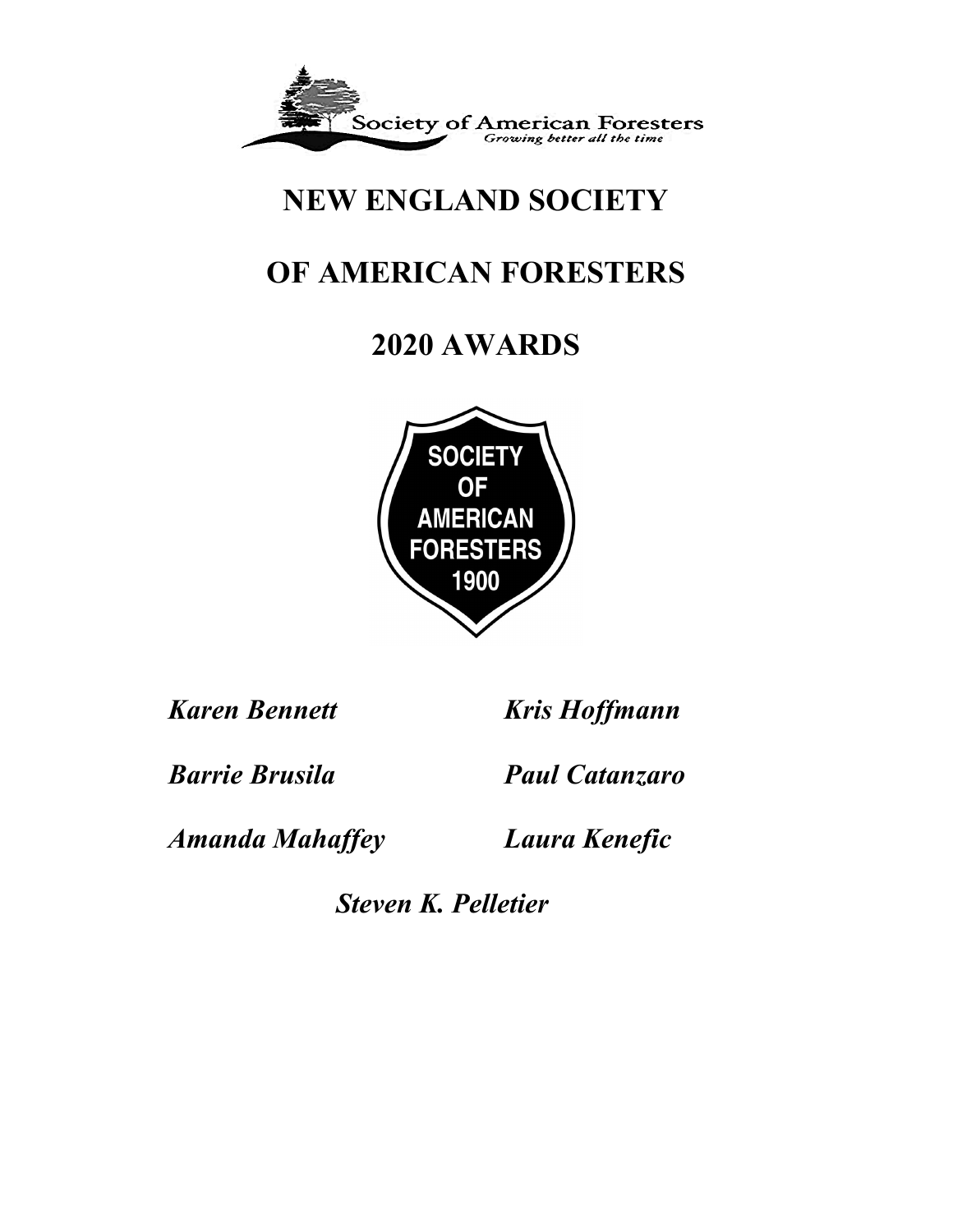Society of American Foresters
*Growing better all the time*

# NEW ENGLAND SOCIETY

# OF AMERICAN FORESTERS

# 2020 AWARDS

SOCIETY OF AMERICAN FORESTERS 1900

***Karen Bennett***

***Kris Hoffmann***

***Barrie Brusila***

***Paul Catanzaro***

***Amanda Mahaffey***

***Laura Kenefic***

***Steven K. Pelletier***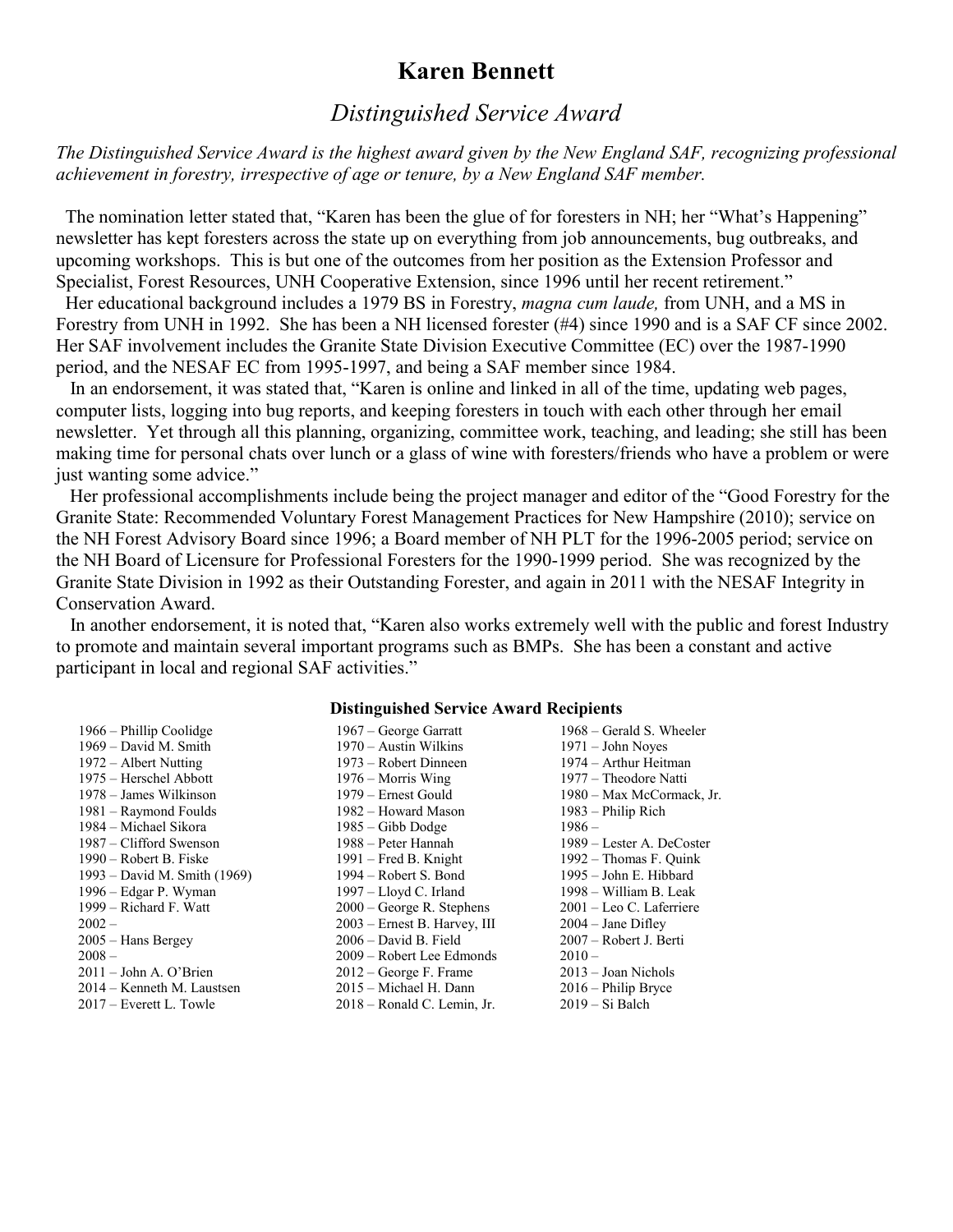# Karen Bennett

## *Distinguished Service Award*

*The Distinguished Service Award is the highest award given by the New England SAF, recognizing professional achievement in forestry, irrespective of age or tenure, by a New England SAF member.*

The nomination letter stated that, "Karen has been the glue of for foresters in NH; her "What's Happening" newsletter has kept foresters across the state up on everything from job announcements, bug outbreaks, and upcoming workshops. This is but one of the outcomes from her position as the Extension Professor and Specialist, Forest Resources, UNH Cooperative Extension, since 1996 until her recent retirement."

Her educational background includes a 1979 BS in Forestry, *magna cum laude,* from UNH, and a MS in Forestry from UNH in 1992. She has been a NH licensed forester (#4) since 1990 and is a SAF CF since 2002. Her SAF involvement includes the Granite State Division Executive Committee (EC) over the 1987-1990 period, and the NESAF EC from 1995-1997, and being a SAF member since 1984.

In an endorsement, it was stated that, "Karen is online and linked in all of the time, updating web pages, computer lists, logging into bug reports, and keeping foresters in touch with each other through her email newsletter. Yet through all this planning, organizing, committee work, teaching, and leading; she still has been making time for personal chats over lunch or a glass of wine with foresters/friends who have a problem or were just wanting some advice."

Her professional accomplishments include being the project manager and editor of the "Good Forestry for the Granite State: Recommended Voluntary Forest Management Practices for New Hampshire (2010); service on the NH Forest Advisory Board since 1996; a Board member of NH PLT for the 1996-2005 period; service on the NH Board of Licensure for Professional Foresters for the 1990-1999 period. She was recognized by the Granite State Division in 1992 as their Outstanding Forester, and again in 2011 with the NESAF Integrity in Conservation Award.

In another endorsement, it is noted that, "Karen also works extremely well with the public and forest Industry to promote and maintain several important programs such as BMPs. She has been a constant and active participant in local and regional SAF activities."

**Distinguished Service Award Recipients**

1966 – Phillip Coolidge
1967 – George Garratt
1968 – Gerald S. Wheeler
1969 – David M. Smith
1970 – Austin Wilkins
1971 – John Noyes
1972 – Albert Nutting
1973 – Robert Dinneen
1974 – Arthur Heitman
1975 – Herschel Abbott
1976 – Morris Wing
1977 – Theodore Natti
1978 – James Wilkinson
1979 – Ernest Gould
1980 – Max McCormack, Jr.
1981 – Raymond Foulds
1982 – Howard Mason
1983 – Philip Rich
1984 – Michael Sikora
1985 – Gibb Dodge
1986 –
1987 – Clifford Swenson
1988 – Peter Hannah
1989 – Lester A. DeCoster
1990 – Robert B. Fiske
1991 – Fred B. Knight
1992 – Thomas F. Quink
1993 – David M. Smith (1969)
1994 – Robert S. Bond
1995 – John E. Hibbard
1996 – Edgar P. Wyman
1997 – Lloyd C. Irland
1998 – William B. Leak
1999 – Richard F. Watt
2000 – George R. Stephens
2001 – Leo C. Laferriere
2002 –
2003 – Ernest B. Harvey, III
2004 – Jane Difley
2005 – Hans Bergey
2006 – David B. Field
2007 – Robert J. Berti
2008 –
2009 – Robert Lee Edmonds
2010 –
2011 – John A. O'Brien
2012 – George F. Frame
2013 – Joan Nichols
2014 – Kenneth M. Laustsen
2015 – Michael H. Dann
2016 – Philip Bryce
2017 – Everett L. Towle
2018 – Ronald C. Lemin, Jr.
2019 – Si Balch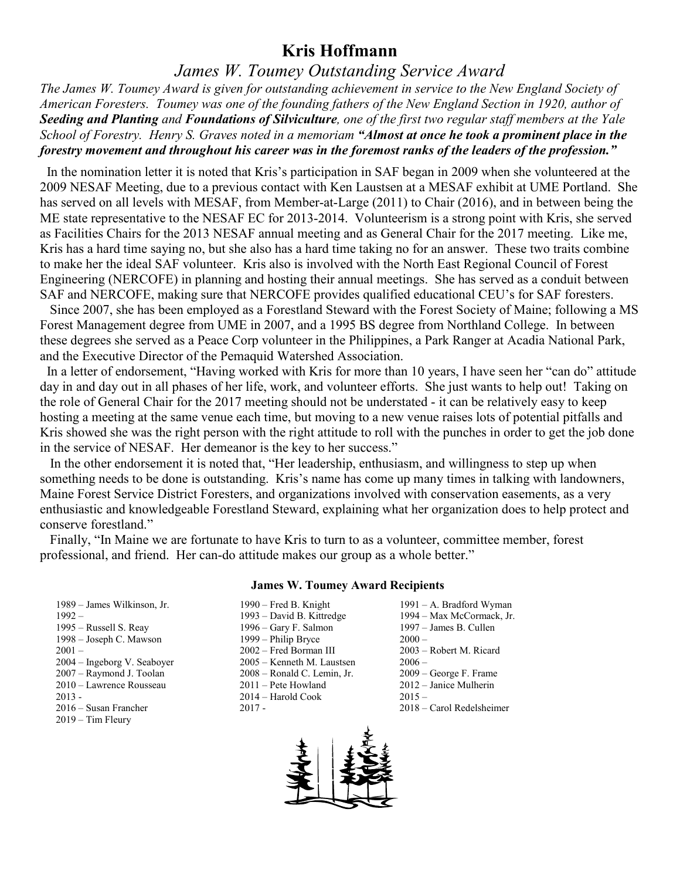# Kris Hoffmann

## *James W. Toumey Outstanding Service Award*

*The James W. Toumey Award is given for outstanding achievement in service to the New England Society of American Foresters. Toumey was one of the founding fathers of the New England Section in 1920, author of* ***Seeding and Planting*** *and* ***Foundations of Silviculture****, one of the first two regular staff members at the Yale School of Forestry. Henry S. Graves noted in a memoriam* ***"Almost at once he took a prominent place in the forestry movement and throughout his career was in the foremost ranks of the leaders of the profession."***

In the nomination letter it is noted that Kris's participation in SAF began in 2009 when she volunteered at the 2009 NESAF Meeting, due to a previous contact with Ken Laustsen at a MESAF exhibit at UME Portland. She has served on all levels with MESAF, from Member-at-Large (2011) to Chair (2016), and in between being the ME state representative to the NESAF EC for 2013-2014. Volunteerism is a strong point with Kris, she served as Facilities Chairs for the 2013 NESAF annual meeting and as General Chair for the 2017 meeting. Like me, Kris has a hard time saying no, but she also has a hard time taking no for an answer. These two traits combine to make her the ideal SAF volunteer. Kris also is involved with the North East Regional Council of Forest Engineering (NERCOFE) in planning and hosting their annual meetings. She has served as a conduit between SAF and NERCOFE, making sure that NERCOFE provides qualified educational CEU's for SAF foresters.

Since 2007, she has been employed as a Forestland Steward with the Forest Society of Maine; following a MS Forest Management degree from UME in 2007, and a 1995 BS degree from Northland College. In between these degrees she served as a Peace Corp volunteer in the Philippines, a Park Ranger at Acadia National Park, and the Executive Director of the Pemaquid Watershed Association.

In a letter of endorsement, "Having worked with Kris for more than 10 years, I have seen her "can do" attitude day in and day out in all phases of her life, work, and volunteer efforts. She just wants to help out! Taking on the role of General Chair for the 2017 meeting should not be understated - it can be relatively easy to keep hosting a meeting at the same venue each time, but moving to a new venue raises lots of potential pitfalls and Kris showed she was the right person with the right attitude to roll with the punches in order to get the job done in the service of NESAF. Her demeanor is the key to her success."

In the other endorsement it is noted that, "Her leadership, enthusiasm, and willingness to step up when something needs to be done is outstanding. Kris's name has come up many times in talking with landowners, Maine Forest Service District Foresters, and organizations involved with conservation easements, as a very enthusiastic and knowledgeable Forestland Steward, explaining what her organization does to help protect and conserve forestland."

Finally, "In Maine we are fortunate to have Kris to turn to as a volunteer, committee member, forest professional, and friend. Her can-do attitude makes our group as a whole better."

### James W. Toumey Award Recipients

- 1989 – James Wilkinson, Jr.
- 1990 – Fred B. Knight
- 1991 – A. Bradford Wyman
- 1992 –
- 1993 – David B. Kittredge
- 1994 – Max McCormack, Jr.
- 1995 – Russell S. Reay
- 1996 – Gary F. Salmon
- 1997 – James B. Cullen
- 1998 – Joseph C. Mawson
- 1999 – Philip Bryce
- 2000 –
- 2001 –
- 2002 – Fred Borman III
- 2003 – Robert M. Ricard
- 2004 – Ingeborg V. Seaboyer
- 2005 – Kenneth M. Laustsen
- 2006 –
- 2007 – Raymond J. Toolan
- 2008 – Ronald C. Lemin, Jr.
- 2009 – George F. Frame
- 2010 – Lawrence Rousseau
- 2011 – Pete Howland
- 2012 – Janice Mulherin
- 2013 -
- 2014 – Harold Cook
- 2015 –
- 2016 – Susan Francher
- 2017 -
- 2018 – Carol Redelsheimer
- 2019 – Tim Fleury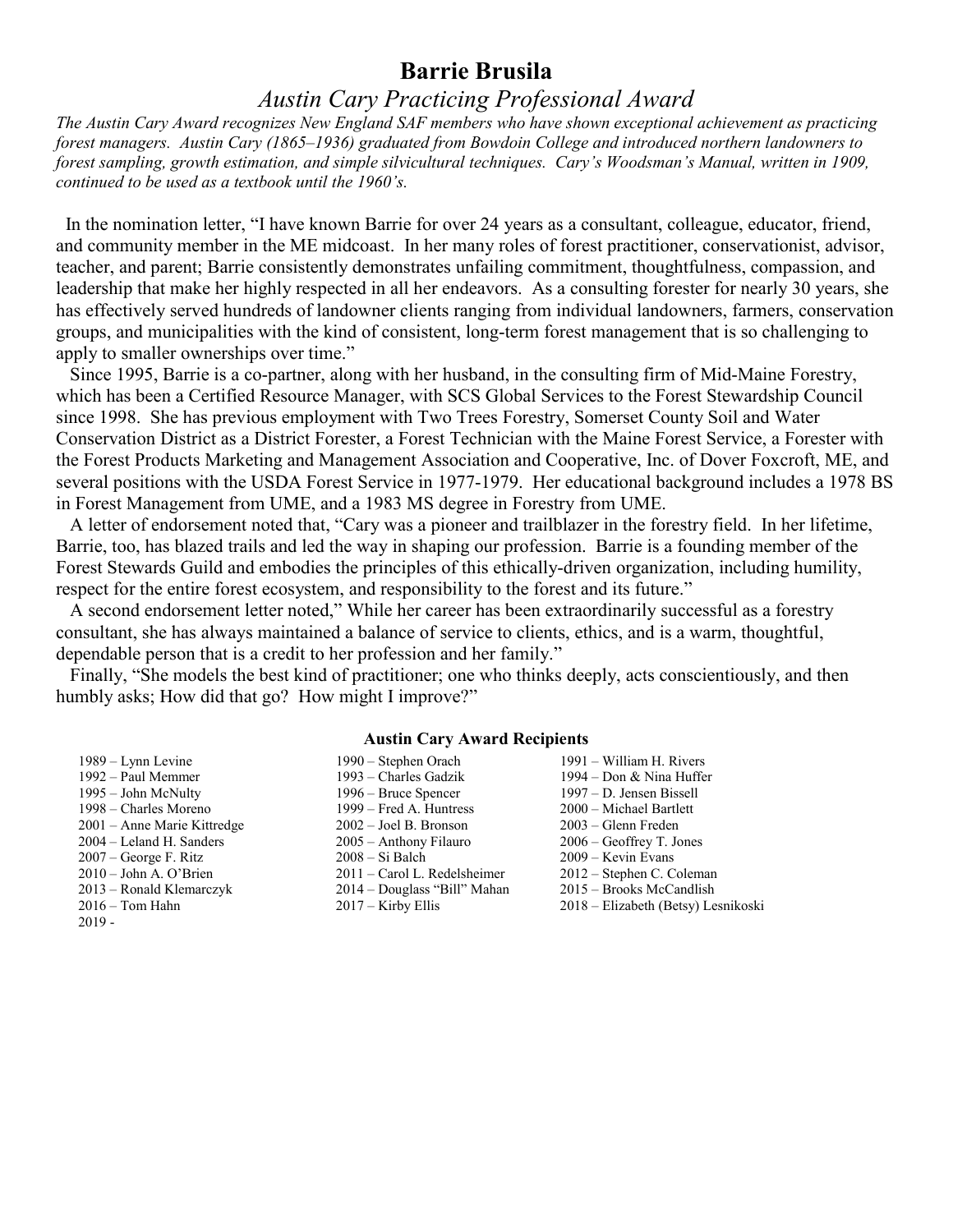# Barrie Brusila

## *Austin Cary Practicing Professional Award*

*The Austin Cary Award recognizes New England SAF members who have shown exceptional achievement as practicing forest managers. Austin Cary (1865–1936) graduated from Bowdoin College and introduced northern landowners to forest sampling, growth estimation, and simple silvicultural techniques. Cary's Woodsman's Manual, written in 1909, continued to be used as a textbook until the 1960's.*

In the nomination letter, "I have known Barrie for over 24 years as a consultant, colleague, educator, friend, and community member in the ME midcoast. In her many roles of forest practitioner, conservationist, advisor, teacher, and parent; Barrie consistently demonstrates unfailing commitment, thoughtfulness, compassion, and leadership that make her highly respected in all her endeavors. As a consulting forester for nearly 30 years, she has effectively served hundreds of landowner clients ranging from individual landowners, farmers, conservation groups, and municipalities with the kind of consistent, long-term forest management that is so challenging to apply to smaller ownerships over time."

Since 1995, Barrie is a co-partner, along with her husband, in the consulting firm of Mid-Maine Forestry, which has been a Certified Resource Manager, with SCS Global Services to the Forest Stewardship Council since 1998. She has previous employment with Two Trees Forestry, Somerset County Soil and Water Conservation District as a District Forester, a Forest Technician with the Maine Forest Service, a Forester with the Forest Products Marketing and Management Association and Cooperative, Inc. of Dover Foxcroft, ME, and several positions with the USDA Forest Service in 1977-1979. Her educational background includes a 1978 BS in Forest Management from UME, and a 1983 MS degree in Forestry from UME.

A letter of endorsement noted that, "Cary was a pioneer and trailblazer in the forestry field. In her lifetime, Barrie, too, has blazed trails and led the way in shaping our profession. Barrie is a founding member of the Forest Stewards Guild and embodies the principles of this ethically-driven organization, including humility, respect for the entire forest ecosystem, and responsibility to the forest and its future."

A second endorsement letter noted," While her career has been extraordinarily successful as a forestry consultant, she has always maintained a balance of service to clients, ethics, and is a warm, thoughtful, dependable person that is a credit to her profession and her family."

Finally, "She models the best kind of practitioner; one who thinks deeply, acts conscientiously, and then humbly asks; How did that go? How might I improve?"

### Austin Cary Award Recipients

1989 – Lynn Levine
1990 – Stephen Orach
1991 – William H. Rivers
1992 – Paul Memmer
1993 – Charles Gadzik
1994 – Don & Nina Huffer
1995 – John McNulty
1996 – Bruce Spencer
1997 – D. Jensen Bissell
1998 – Charles Moreno
1999 – Fred A. Huntress
2000 – Michael Bartlett
2001 – Anne Marie Kittredge
2002 – Joel B. Bronson
2003 – Glenn Freden
2004 – Leland H. Sanders
2005 – Anthony Filauro
2006 – Geoffrey T. Jones
2007 – George F. Ritz
2008 – Si Balch
2009 – Kevin Evans
2010 – John A. O'Brien
2011 – Carol L. Redelsheimer
2012 – Stephen C. Coleman
2013 – Ronald Klemarczyk
2014 – Douglass "Bill" Mahan
2015 – Brooks McCandlish
2016 – Tom Hahn
2017 – Kirby Ellis
2018 – Elizabeth (Betsy) Lesnikoski
2019 -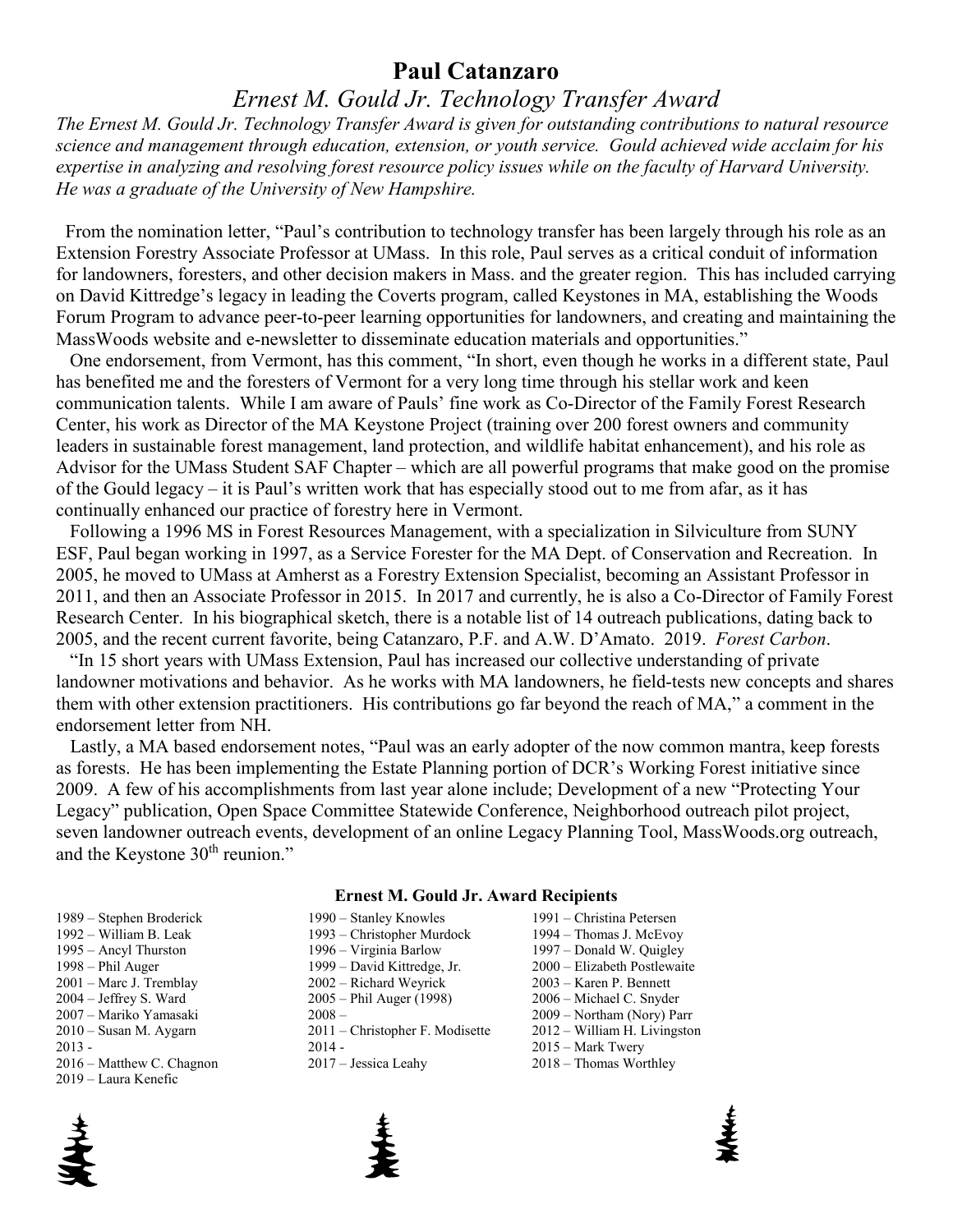# Paul Catanzaro

## *Ernest M. Gould Jr. Technology Transfer Award*

*The Ernest M. Gould Jr. Technology Transfer Award is given for outstanding contributions to natural resource science and management through education, extension, or youth service. Gould achieved wide acclaim for his expertise in analyzing and resolving forest resource policy issues while on the faculty of Harvard University. He was a graduate of the University of New Hampshire.*

From the nomination letter, "Paul's contribution to technology transfer has been largely through his role as an Extension Forestry Associate Professor at UMass. In this role, Paul serves as a critical conduit of information for landowners, foresters, and other decision makers in Mass. and the greater region. This has included carrying on David Kittredge's legacy in leading the Coverts program, called Keystones in MA, establishing the Woods Forum Program to advance peer-to-peer learning opportunities for landowners, and creating and maintaining the MassWoods website and e-newsletter to disseminate education materials and opportunities."

One endorsement, from Vermont, has this comment, "In short, even though he works in a different state, Paul has benefited me and the foresters of Vermont for a very long time through his stellar work and keen communication talents. While I am aware of Pauls' fine work as Co-Director of the Family Forest Research Center, his work as Director of the MA Keystone Project (training over 200 forest owners and community leaders in sustainable forest management, land protection, and wildlife habitat enhancement), and his role as Advisor for the UMass Student SAF Chapter – which are all powerful programs that make good on the promise of the Gould legacy – it is Paul's written work that has especially stood out to me from afar, as it has continually enhanced our practice of forestry here in Vermont.

Following a 1996 MS in Forest Resources Management, with a specialization in Silviculture from SUNY ESF, Paul began working in 1997, as a Service Forester for the MA Dept. of Conservation and Recreation. In 2005, he moved to UMass at Amherst as a Forestry Extension Specialist, becoming an Assistant Professor in 2011, and then an Associate Professor in 2015. In 2017 and currently, he is also a Co-Director of Family Forest Research Center. In his biographical sketch, there is a notable list of 14 outreach publications, dating back to 2005, and the recent current favorite, being Catanzaro, P.F. and A.W. D'Amato. 2019. *Forest Carbon*.

"In 15 short years with UMass Extension, Paul has increased our collective understanding of private landowner motivations and behavior. As he works with MA landowners, he field-tests new concepts and shares them with other extension practitioners. His contributions go far beyond the reach of MA," a comment in the endorsement letter from NH.

Lastly, a MA based endorsement notes, "Paul was an early adopter of the now common mantra, keep forests as forests. He has been implementing the Estate Planning portion of DCR's Working Forest initiative since 2009. A few of his accomplishments from last year alone include; Development of a new "Protecting Your Legacy" publication, Open Space Committee Statewide Conference, Neighborhood outreach pilot project, seven landowner outreach events, development of an online Legacy Planning Tool, MassWoods.org outreach, and the Keystone 30th reunion."

### Ernest M. Gould Jr. Award Recipients

1989 – Stephen Broderick
1990 – Stanley Knowles
1991 – Christina Petersen
1992 – William B. Leak
1993 – Christopher Murdock
1994 – Thomas J. McEvoy
1995 – Ancyl Thurston
1996 – Virginia Barlow
1997 – Donald W. Quigley
1998 – Phil Auger
1999 – David Kittredge, Jr.
2000 – Elizabeth Postlewaite
2001 – Marc J. Tremblay
2002 – Richard Weyrick
2003 – Karen P. Bennett
2004 – Jeffrey S. Ward
2005 – Phil Auger (1998)
2006 – Michael C. Snyder
2007 – Mariko Yamasaki
2008 –
2009 – Northam (Nory) Parr
2010 – Susan M. Aygarn
2011 – Christopher F. Modisette
2012 – William H. Livingston
2013 -
2014 -
2015 – Mark Twery
2016 – Matthew C. Chagnon
2017 – Jessica Leahy
2018 – Thomas Worthley
2019 – Laura Kenefic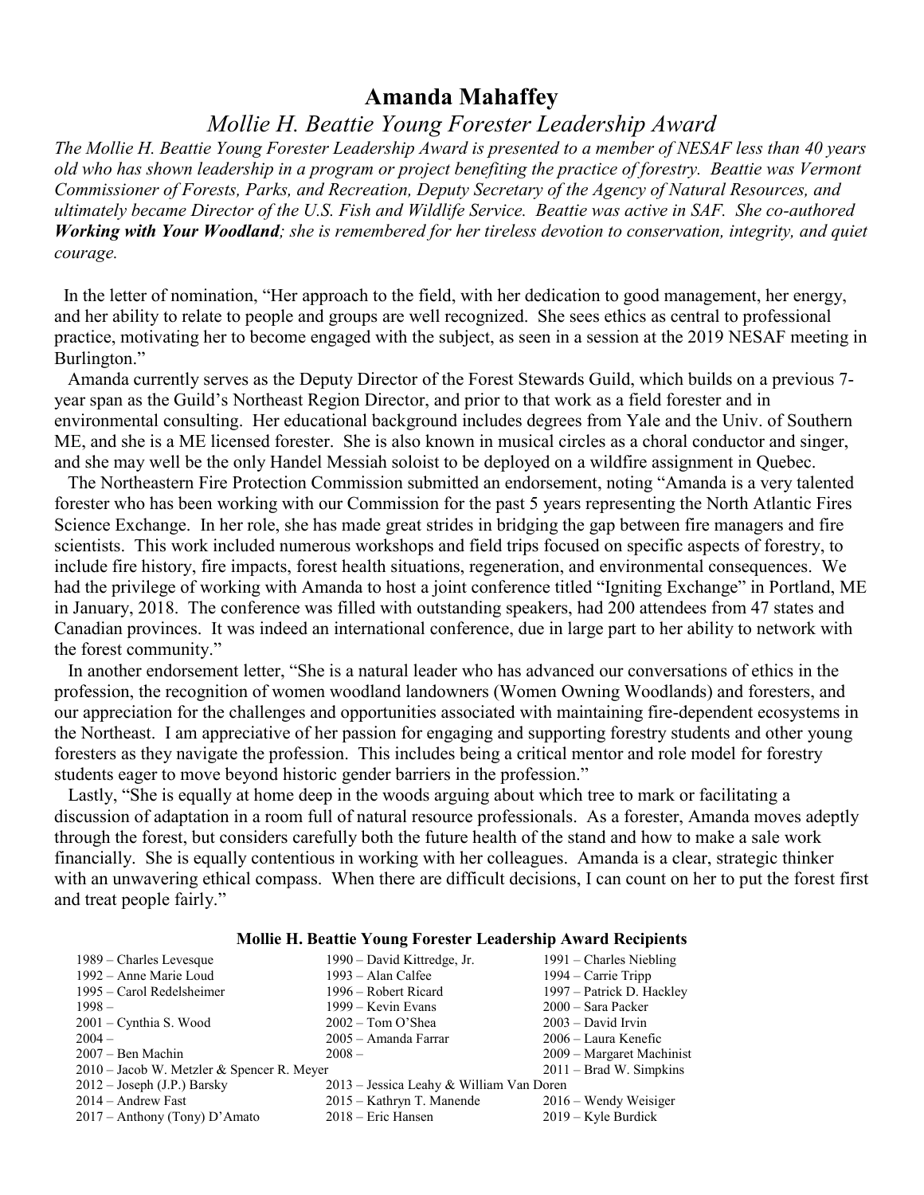# Amanda Mahaffey

## *Mollie H. Beattie Young Forester Leadership Award*

*The Mollie H. Beattie Young Forester Leadership Award is presented to a member of NESAF less than 40 years old who has shown leadership in a program or project benefiting the practice of forestry. Beattie was Vermont Commissioner of Forests, Parks, and Recreation, Deputy Secretary of the Agency of Natural Resources, and ultimately became Director of the U.S. Fish and Wildlife Service. Beattie was active in SAF. She co-authored* ***Working with Your Woodland****; she is remembered for her tireless devotion to conservation, integrity, and quiet courage.*

In the letter of nomination, "Her approach to the field, with her dedication to good management, her energy, and her ability to relate to people and groups are well recognized. She sees ethics as central to professional practice, motivating her to become engaged with the subject, as seen in a session at the 2019 NESAF meeting in Burlington."

Amanda currently serves as the Deputy Director of the Forest Stewards Guild, which builds on a previous 7-year span as the Guild's Northeast Region Director, and prior to that work as a field forester and in environmental consulting. Her educational background includes degrees from Yale and the Univ. of Southern ME, and she is a ME licensed forester. She is also known in musical circles as a choral conductor and singer, and she may well be the only Handel Messiah soloist to be deployed on a wildfire assignment in Quebec.

The Northeastern Fire Protection Commission submitted an endorsement, noting "Amanda is a very talented forester who has been working with our Commission for the past 5 years representing the North Atlantic Fires Science Exchange. In her role, she has made great strides in bridging the gap between fire managers and fire scientists. This work included numerous workshops and field trips focused on specific aspects of forestry, to include fire history, fire impacts, forest health situations, regeneration, and environmental consequences. We had the privilege of working with Amanda to host a joint conference titled "Igniting Exchange" in Portland, ME in January, 2018. The conference was filled with outstanding speakers, had 200 attendees from 47 states and Canadian provinces. It was indeed an international conference, due in large part to her ability to network with the forest community."

In another endorsement letter, "She is a natural leader who has advanced our conversations of ethics in the profession, the recognition of women woodland landowners (Women Owning Woodlands) and foresters, and our appreciation for the challenges and opportunities associated with maintaining fire-dependent ecosystems in the Northeast. I am appreciative of her passion for engaging and supporting forestry students and other young foresters as they navigate the profession. This includes being a critical mentor and role model for forestry students eager to move beyond historic gender barriers in the profession."

Lastly, "She is equally at home deep in the woods arguing about which tree to mark or facilitating a discussion of adaptation in a room full of natural resource professionals. As a forester, Amanda moves adeptly through the forest, but considers carefully both the future health of the stand and how to make a sale work financially. She is equally contentious in working with her colleagues. Amanda is a clear, strategic thinker with an unwavering ethical compass. When there are difficult decisions, I can count on her to put the forest first and treat people fairly."

**Mollie H. Beattie Young Forester Leadership Award Recipients**

| | | |
|---|---|---|
| 1989 – Charles Levesque | 1990 – David Kittredge, Jr. | 1991 – Charles Niebling |
| 1992 – Anne Marie Loud | 1993 – Alan Calfee | 1994 – Carrie Tripp |
| 1995 – Carol Redelsheimer | 1996 – Robert Ricard | 1997 – Patrick D. Hackley |
| 1998 – | 1999 – Kevin Evans | 2000 – Sara Packer |
| 2001 – Cynthia S. Wood | 2002 – Tom O'Shea | 2003 – David Irvin |
| 2004 – | 2005 – Amanda Farrar | 2006 – Laura Kenefic |
| 2007 – Ben Machin | 2008 – | 2009 – Margaret Machinist |
| 2010 – Jacob W. Metzler & Spencer R. Meyer | | 2011 – Brad W. Simpkins |
| 2012 – Joseph (J.P.) Barsky | 2013 – Jessica Leahy & William Van Doren | |
| 2014 – Andrew Fast | 2015 – Kathryn T. Manende | 2016 – Wendy Weisiger |
| 2017 – Anthony (Tony) D'Amato | 2018 – Eric Hansen | 2019 – Kyle Burdick |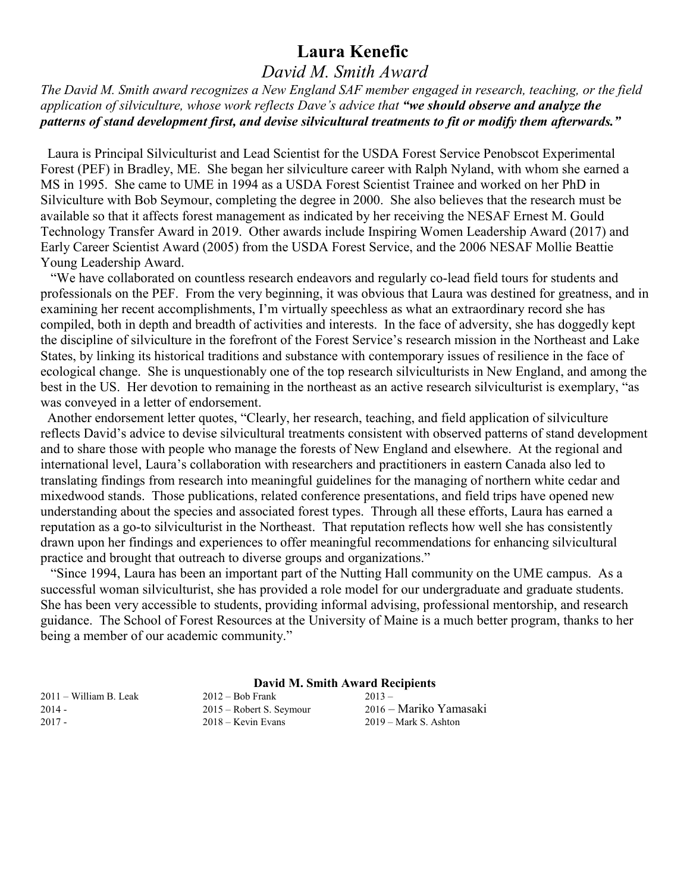# Laura Kenefic

## *David M. Smith Award*

*The David M. Smith award recognizes a New England SAF member engaged in research, teaching, or the field application of silviculture, whose work reflects Dave's advice that **"we should observe and analyze the patterns of stand development first, and devise silvicultural treatments to fit or modify them afterwards."***

Laura is Principal Silviculturist and Lead Scientist for the USDA Forest Service Penobscot Experimental Forest (PEF) in Bradley, ME. She began her silviculture career with Ralph Nyland, with whom she earned a MS in 1995. She came to UME in 1994 as a USDA Forest Scientist Trainee and worked on her PhD in Silviculture with Bob Seymour, completing the degree in 2000. She also believes that the research must be available so that it affects forest management as indicated by her receiving the NESAF Ernest M. Gould Technology Transfer Award in 2019. Other awards include Inspiring Women Leadership Award (2017) and Early Career Scientist Award (2005) from the USDA Forest Service, and the 2006 NESAF Mollie Beattie Young Leadership Award.

"We have collaborated on countless research endeavors and regularly co-lead field tours for students and professionals on the PEF. From the very beginning, it was obvious that Laura was destined for greatness, and in examining her recent accomplishments, I'm virtually speechless as what an extraordinary record she has compiled, both in depth and breadth of activities and interests. In the face of adversity, she has doggedly kept the discipline of silviculture in the forefront of the Forest Service's research mission in the Northeast and Lake States, by linking its historical traditions and substance with contemporary issues of resilience in the face of ecological change. She is unquestionably one of the top research silviculturists in New England, and among the best in the US. Her devotion to remaining in the northeast as an active research silviculturist is exemplary, "as was conveyed in a letter of endorsement.

Another endorsement letter quotes, "Clearly, her research, teaching, and field application of silviculture reflects David's advice to devise silvicultural treatments consistent with observed patterns of stand development and to share those with people who manage the forests of New England and elsewhere. At the regional and international level, Laura's collaboration with researchers and practitioners in eastern Canada also led to translating findings from research into meaningful guidelines for the managing of northern white cedar and mixedwood stands. Those publications, related conference presentations, and field trips have opened new understanding about the species and associated forest types. Through all these efforts, Laura has earned a reputation as a go-to silviculturist in the Northeast. That reputation reflects how well she has consistently drawn upon her findings and experiences to offer meaningful recommendations for enhancing silvicultural practice and brought that outreach to diverse groups and organizations."

"Since 1994, Laura has been an important part of the Nutting Hall community on the UME campus. As a successful woman silviculturist, she has provided a role model for our undergraduate and graduate students. She has been very accessible to students, providing informal advising, professional mentorship, and research guidance. The School of Forest Resources at the University of Maine is a much better program, thanks to her being a member of our academic community."

**David M. Smith Award Recipients**

| | | |
|---|---|---|
| 2011 – William B. Leak | 2012 – Bob Frank | 2013 – |
| 2014 - | 2015 – Robert S. Seymour | 2016 – Mariko Yamasaki |
| 2017 - | 2018 – Kevin Evans | 2019 – Mark S. Ashton |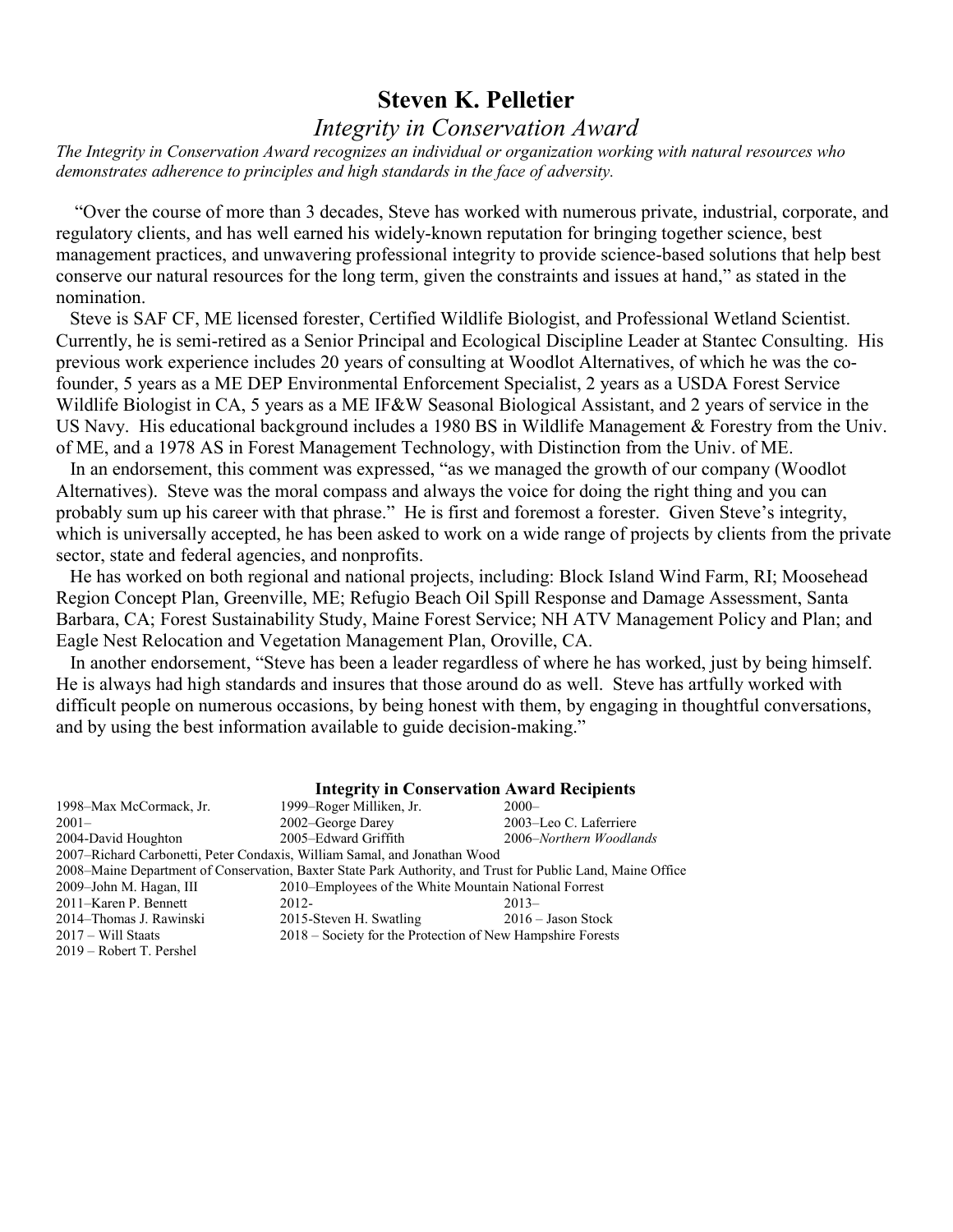# Steven K. Pelletier

## *Integrity in Conservation Award*

*The Integrity in Conservation Award recognizes an individual or organization working with natural resources who demonstrates adherence to principles and high standards in the face of adversity.*

"Over the course of more than 3 decades, Steve has worked with numerous private, industrial, corporate, and regulatory clients, and has well earned his widely-known reputation for bringing together science, best management practices, and unwavering professional integrity to provide science-based solutions that help best conserve our natural resources for the long term, given the constraints and issues at hand," as stated in the nomination.

Steve is SAF CF, ME licensed forester, Certified Wildlife Biologist, and Professional Wetland Scientist. Currently, he is semi-retired as a Senior Principal and Ecological Discipline Leader at Stantec Consulting. His previous work experience includes 20 years of consulting at Woodlot Alternatives, of which he was the co-founder, 5 years as a ME DEP Environmental Enforcement Specialist, 2 years as a USDA Forest Service Wildlife Biologist in CA, 5 years as a ME IF&W Seasonal Biological Assistant, and 2 years of service in the US Navy. His educational background includes a 1980 BS in Wildlife Management & Forestry from the Univ. of ME, and a 1978 AS in Forest Management Technology, with Distinction from the Univ. of ME.

In an endorsement, this comment was expressed, "as we managed the growth of our company (Woodlot Alternatives). Steve was the moral compass and always the voice for doing the right thing and you can probably sum up his career with that phrase." He is first and foremost a forester. Given Steve's integrity, which is universally accepted, he has been asked to work on a wide range of projects by clients from the private sector, state and federal agencies, and nonprofits.

He has worked on both regional and national projects, including: Block Island Wind Farm, RI; Moosehead Region Concept Plan, Greenville, ME; Refugio Beach Oil Spill Response and Damage Assessment, Santa Barbara, CA; Forest Sustainability Study, Maine Forest Service; NH ATV Management Policy and Plan; and Eagle Nest Relocation and Vegetation Management Plan, Oroville, CA.

In another endorsement, "Steve has been a leader regardless of where he has worked, just by being himself. He is always had high standards and insures that those around do as well. Steve has artfully worked with difficult people on numerous occasions, by being honest with them, by engaging in thoughtful conversations, and by using the best information available to guide decision-making."

### Integrity in Conservation Award Recipients

1998–Max McCormack, Jr.
1999–Roger Milliken, Jr.
2000–
2001–
2002–George Darey
2003–Leo C. Laferriere
2004-David Houghton
2005–Edward Griffith
2006–*Northern Woodlands*
2007–Richard Carbonetti, Peter Condaxis, William Samal, and Jonathan Wood
2008–Maine Department of Conservation, Baxter State Park Authority, and Trust for Public Land, Maine Office
2009–John M. Hagan, III
2010–Employees of the White Mountain National Forrest
2011–Karen P. Bennett
2012-
2013–
2014–Thomas J. Rawinski
2015-Steven H. Swatling
2016 – Jason Stock
2017 – Will Staats
2018 – Society for the Protection of New Hampshire Forests
2019 – Robert T. Pershel